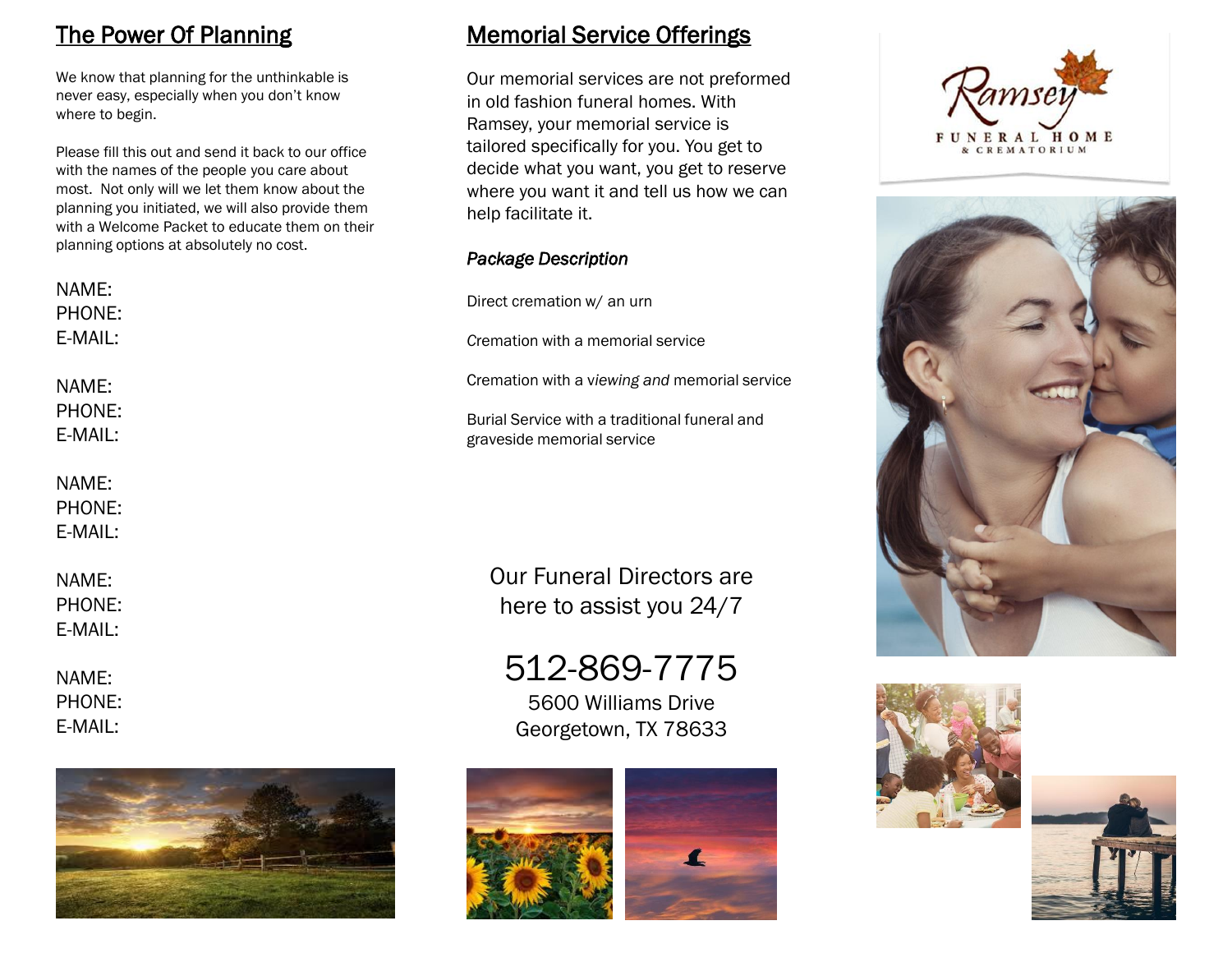## The Power Of Planning

We know that planning for the unthinkable is never easy, especially when you don't know where to begin.

Please fill this out and send it back to our office with the names of the people you care about most. Not only will we let them know about the planning you initiated, we will also provide them with a Welcome Packet to educate them on their planning options at absolutely no cost.

NAME:
PHONE:
E-MAIL:

NAME:
PHONE:
E-MAIL:

NAME:
PHONE:
E-MAIL:

NAME:
PHONE:
E-MAIL:

NAME:
PHONE:
E-MAIL:

## Memorial Service Offerings

Our memorial services are not preformed in old fashion funeral homes. With Ramsey, your memorial service is tailored specifically for you. You get to decide what you want, you get to reserve where you want it and tell us how we can help facilitate it.

***Package Description***

Direct cremation w/ an urn

Cremation with a memorial service

Cremation with a *viewing and* memorial service

Burial Service with a traditional funeral and graveside memorial service

Our Funeral Directors are here to assist you 24/7

512-869-7775

5600 Williams Drive
Georgetown, TX 78633

Ramsey
FUNERAL HOME
& CREMATORIUM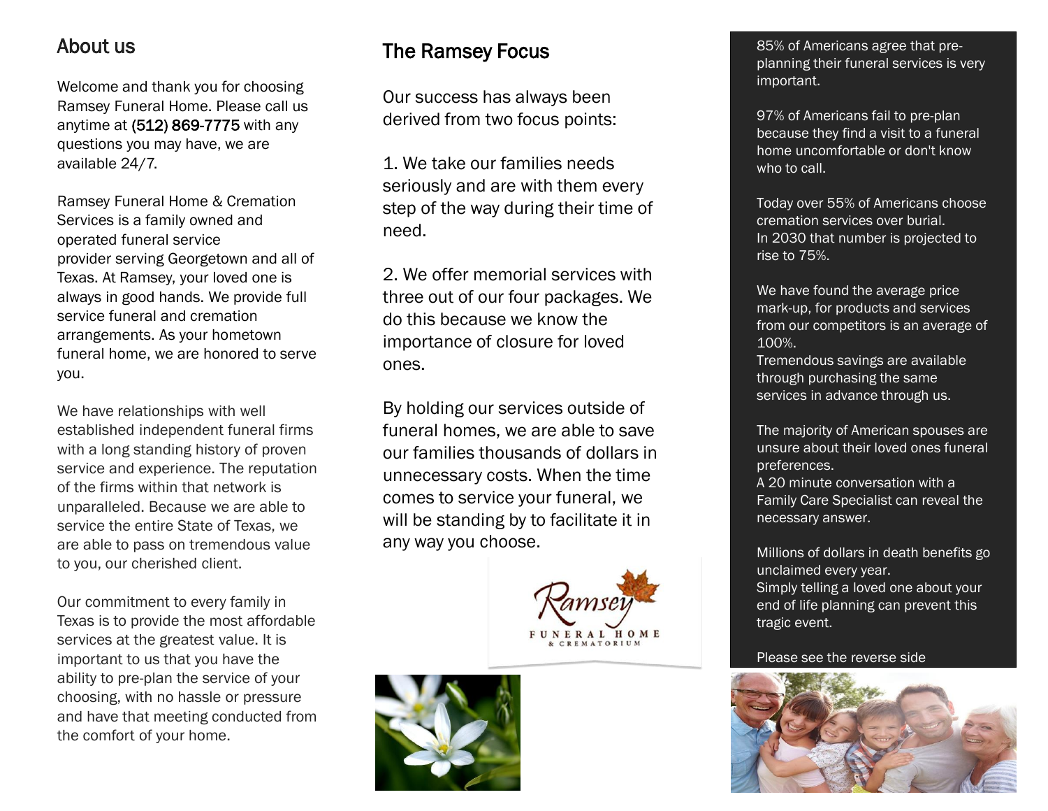## About us

Welcome and thank you for choosing Ramsey Funeral Home. Please call us anytime at (512) 869-7775 with any questions you may have, we are available 24/7.

Ramsey Funeral Home & Cremation Services is a family owned and operated funeral service provider serving Georgetown and all of Texas. At Ramsey, your loved one is always in good hands. We provide full service funeral and cremation arrangements. As your hometown funeral home, we are honored to serve you.

We have relationships with well established independent funeral firms with a long standing history of proven service and experience. The reputation of the firms within that network is unparalleled. Because we are able to service the entire State of Texas, we are able to pass on tremendous value to you, our cherished client.

Our commitment to every family in Texas is to provide the most affordable services at the greatest value. It is important to us that you have the ability to pre-plan the service of your choosing, with no hassle or pressure and have that meeting conducted from the comfort of your home.

## The Ramsey Focus

Our success has always been derived from two focus points:

1. We take our families needs seriously and are with them every step of the way during their time of need.

2. We offer memorial services with three out of our four packages. We do this because we know the importance of closure for loved ones.

By holding our services outside of funeral homes, we are able to save our families thousands of dollars in unnecessary costs. When the time comes to service your funeral, we will be standing by to facilitate it in any way you choose.

Ramsey FUNERAL HOME & CREMATORIUM

85% of Americans agree that pre-planning their funeral services is very important.

97% of Americans fail to pre-plan because they find a visit to a funeral home uncomfortable or don't know who to call.

Today over 55% of Americans choose cremation services over burial.
In 2030 that number is projected to rise to 75%.

We have found the average price mark-up, for products and services from our competitors is an average of 100%.
Tremendous savings are available through purchasing the same services in advance through us.

The majority of American spouses are unsure about their loved ones funeral preferences.
A 20 minute conversation with a Family Care Specialist can reveal the necessary answer.

Millions of dollars in death benefits go unclaimed every year.
Simply telling a loved one about your end of life planning can prevent this tragic event.

Please see the reverse side